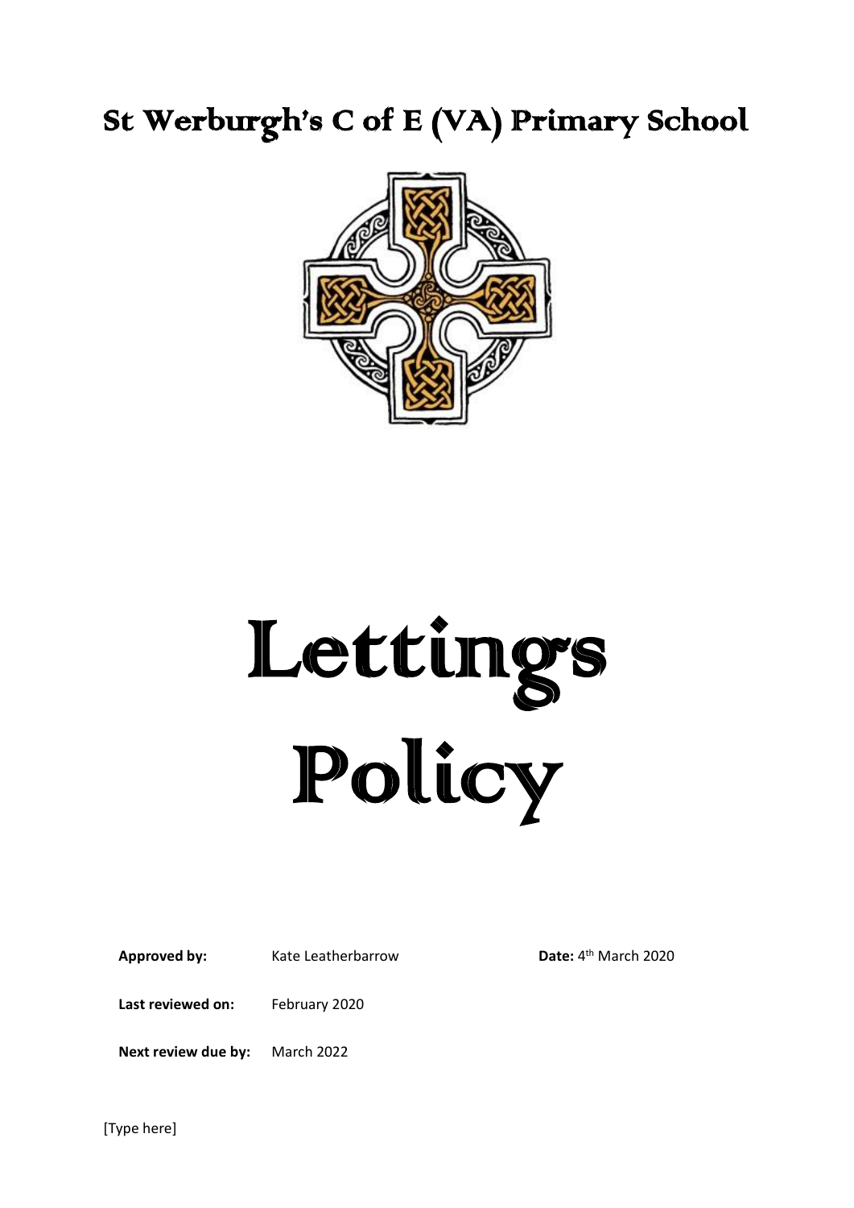# St Werburgh's C of E (VA) Primary School

# Lettings Policy

| | | |
|---|---|---|
| **Approved by:** | Kate Leatherbarrow | **Date:** 4th March 2020 |
| **Last reviewed on:** | February 2020 | |
| **Next review due by:** | March 2022 | |

[Type here]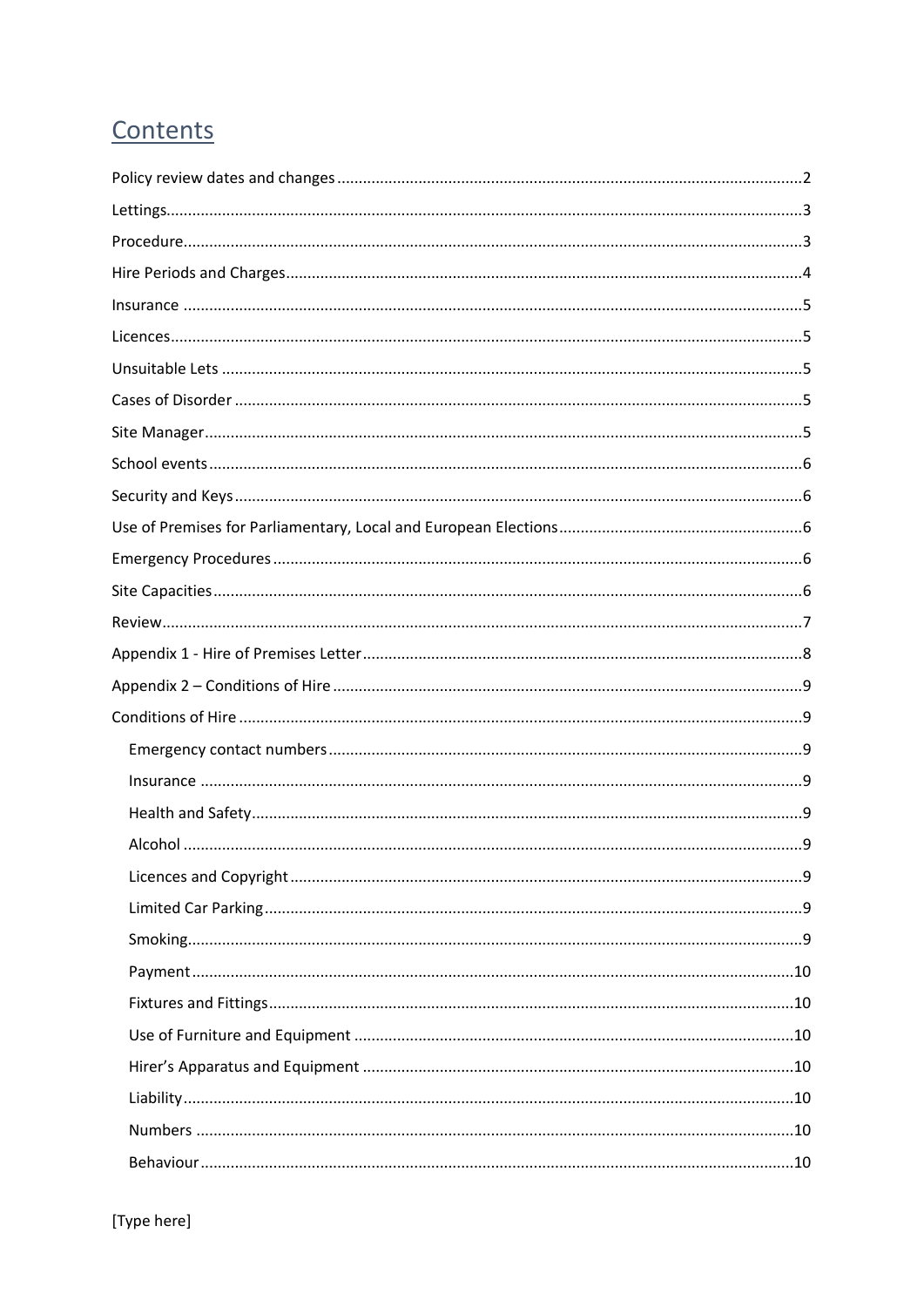# Contents

Policy review dates and changes ..... 2
Lettings ..... 3
Procedure ..... 3
Hire Periods and Charges ..... 4
Insurance ..... 5
Licences ..... 5
Unsuitable Lets ..... 5
Cases of Disorder ..... 5
Site Manager ..... 5
School events ..... 6
Security and Keys ..... 6
Use of Premises for Parliamentary, Local and European Elections ..... 6
Emergency Procedures ..... 6
Site Capacities ..... 6
Review ..... 7
Appendix 1 - Hire of Premises Letter ..... 8
Appendix 2 – Conditions of Hire ..... 9
Conditions of Hire ..... 9
- Emergency contact numbers ..... 9
- Insurance ..... 9
- Health and Safety ..... 9
- Alcohol ..... 9
- Licences and Copyright ..... 9
- Limited Car Parking ..... 9
- Smoking ..... 9
- Payment ..... 10
- Fixtures and Fittings ..... 10
- Use of Furniture and Equipment ..... 10
- Hirer's Apparatus and Equipment ..... 10
- Liability ..... 10
- Numbers ..... 10
- Behaviour ..... 10

[Type here]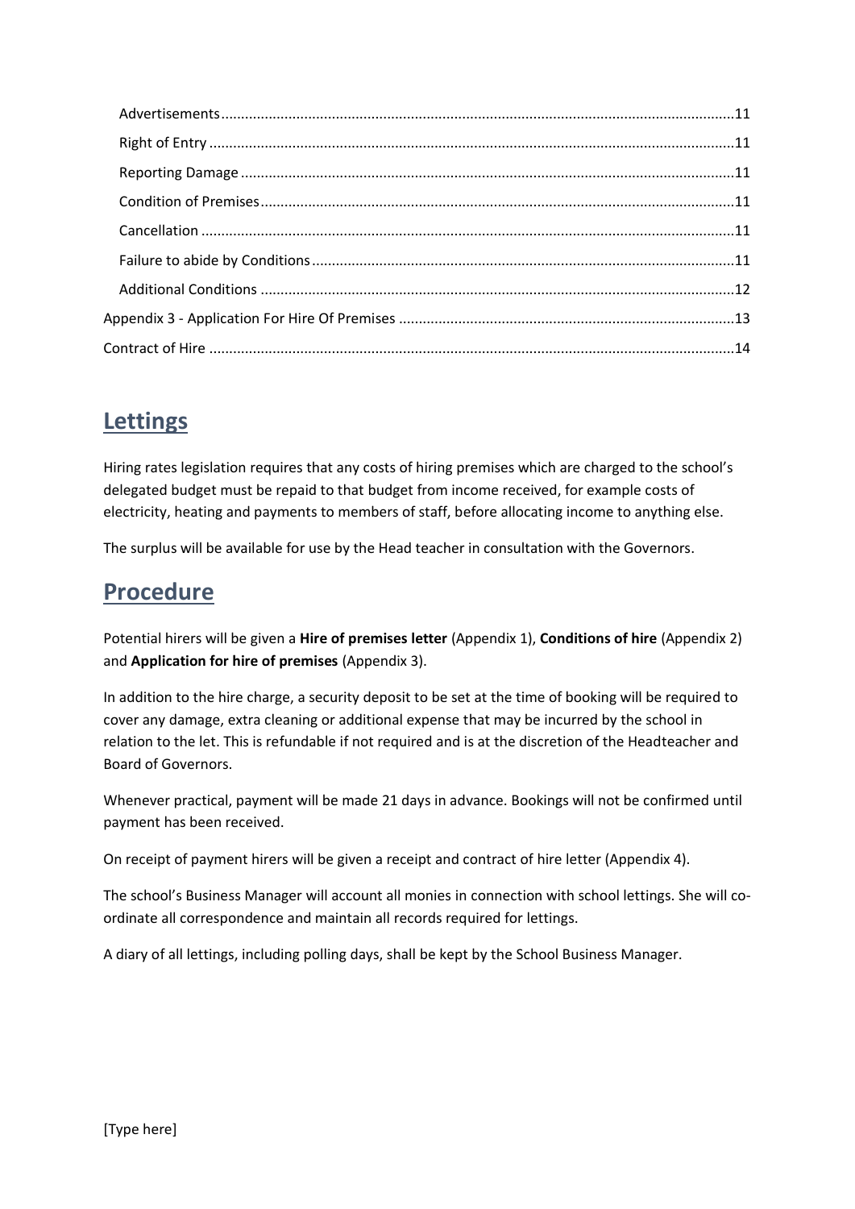Advertisements ....................................................................................................................11

Right of Entry ......................................................................................................................11

Reporting Damage ..............................................................................................................11

Condition of Premises .........................................................................................................11

Cancellation ........................................................................................................................11

Failure to abide by Conditions ............................................................................................11

Additional Conditions .........................................................................................................12

Appendix 3 - Application For Hire Of Premises .....................................................................13

Contract of Hire .......................................................................................................................14

# Lettings

Hiring rates legislation requires that any costs of hiring premises which are charged to the school's delegated budget must be repaid to that budget from income received, for example costs of electricity, heating and payments to members of staff, before allocating income to anything else.

The surplus will be available for use by the Head teacher in consultation with the Governors.

# Procedure

Potential hirers will be given a **Hire of premises letter** (Appendix 1), **Conditions of hire** (Appendix 2) and **Application for hire of premises** (Appendix 3).

In addition to the hire charge, a security deposit to be set at the time of booking will be required to cover any damage, extra cleaning or additional expense that may be incurred by the school in relation to the let. This is refundable if not required and is at the discretion of the Headteacher and Board of Governors.

Whenever practical, payment will be made 21 days in advance. Bookings will not be confirmed until payment has been received.

On receipt of payment hirers will be given a receipt and contract of hire letter (Appendix 4).

The school's Business Manager will account all monies in connection with school lettings. She will co-ordinate all correspondence and maintain all records required for lettings.

A diary of all lettings, including polling days, shall be kept by the School Business Manager.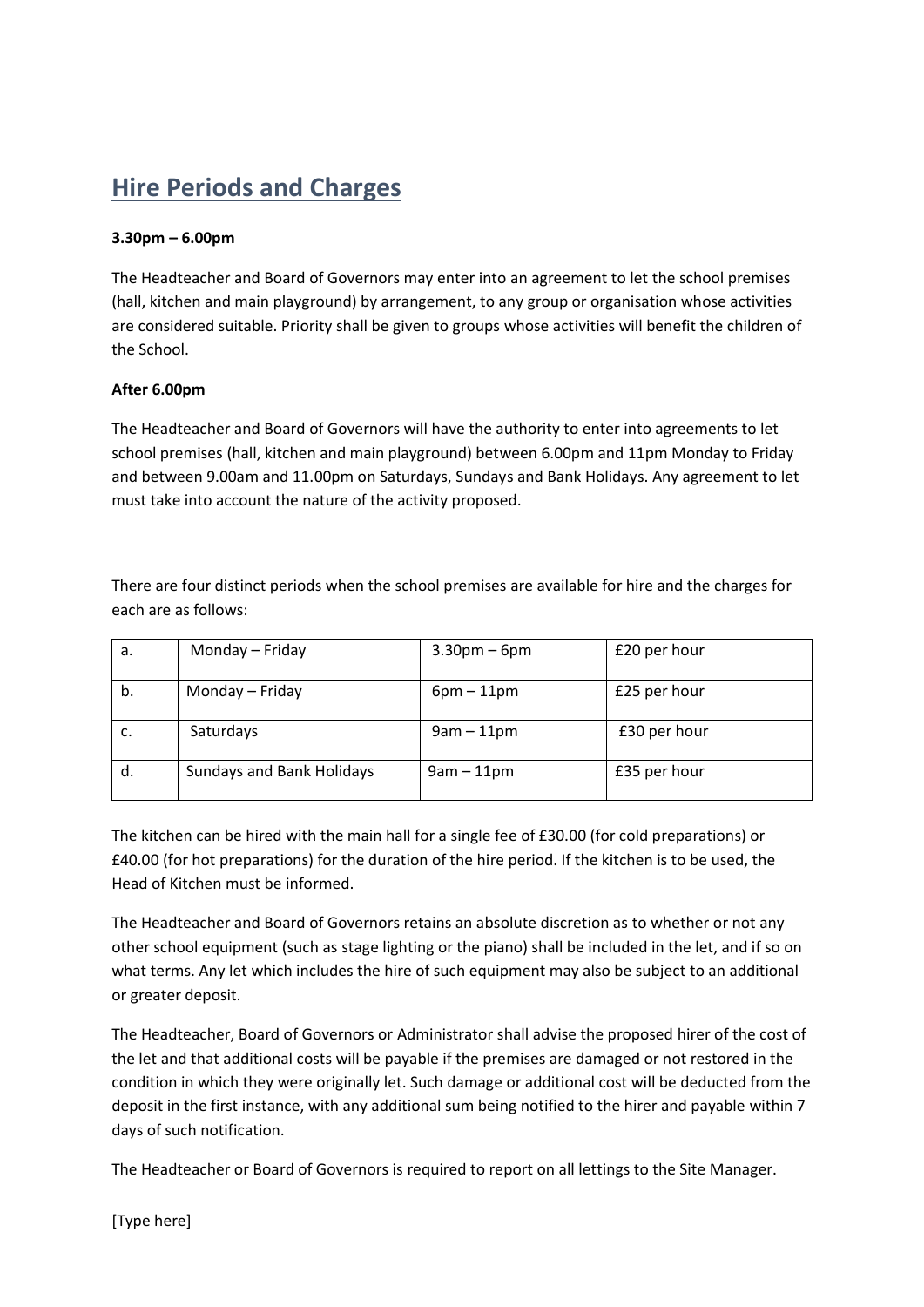## Hire Periods and Charges

**3.30pm – 6.00pm**

The Headteacher and Board of Governors may enter into an agreement to let the school premises (hall, kitchen and main playground) by arrangement, to any group or organisation whose activities are considered suitable. Priority shall be given to groups whose activities will benefit the children of the School.

**After 6.00pm**

The Headteacher and Board of Governors will have the authority to enter into agreements to let school premises (hall, kitchen and main playground) between 6.00pm and 11pm Monday to Friday and between 9.00am and 11.00pm on Saturdays, Sundays and Bank Holidays. Any agreement to let must take into account the nature of the activity proposed.

There are four distinct periods when the school premises are available for hire and the charges for each are as follows:

| | | | |
|---|---|---|---|
| a. | Monday – Friday | 3.30pm – 6pm | £20 per hour |
| b. | Monday – Friday | 6pm – 11pm | £25 per hour |
| c. | Saturdays | 9am – 11pm | £30 per hour |
| d. | Sundays and Bank Holidays | 9am – 11pm | £35 per hour |

The kitchen can be hired with the main hall for a single fee of £30.00 (for cold preparations) or £40.00 (for hot preparations) for the duration of the hire period. If the kitchen is to be used, the Head of Kitchen must be informed.

The Headteacher and Board of Governors retains an absolute discretion as to whether or not any other school equipment (such as stage lighting or the piano) shall be included in the let, and if so on what terms. Any let which includes the hire of such equipment may also be subject to an additional or greater deposit.

The Headteacher, Board of Governors or Administrator shall advise the proposed hirer of the cost of the let and that additional costs will be payable if the premises are damaged or not restored in the condition in which they were originally let. Such damage or additional cost will be deducted from the deposit in the first instance, with any additional sum being notified to the hirer and payable within 7 days of such notification.

The Headteacher or Board of Governors is required to report on all lettings to the Site Manager.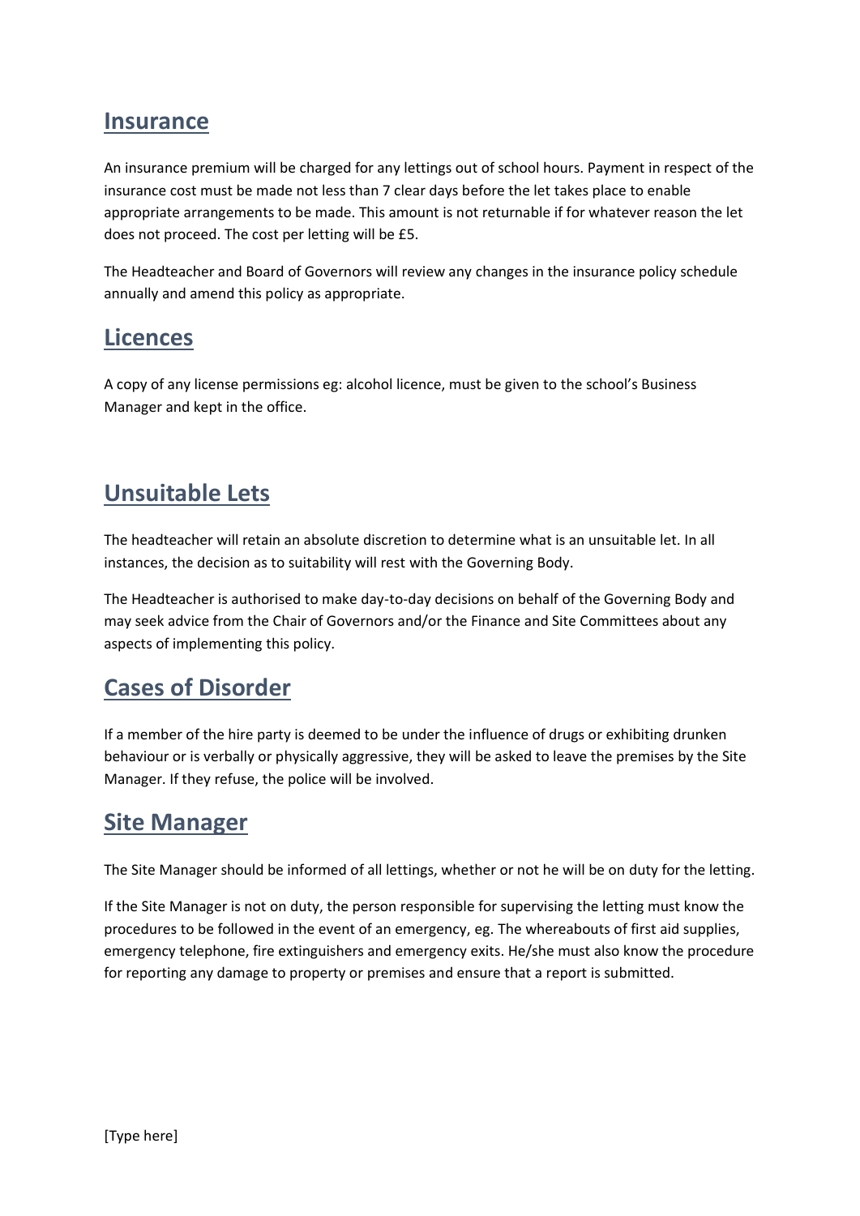## Insurance

An insurance premium will be charged for any lettings out of school hours. Payment in respect of the insurance cost must be made not less than 7 clear days before the let takes place to enable appropriate arrangements to be made. This amount is not returnable if for whatever reason the let does not proceed. The cost per letting will be £5.

The Headteacher and Board of Governors will review any changes in the insurance policy schedule annually and amend this policy as appropriate.

## Licences

A copy of any license permissions eg: alcohol licence, must be given to the school's Business Manager and kept in the office.

## Unsuitable Lets

The headteacher will retain an absolute discretion to determine what is an unsuitable let. In all instances, the decision as to suitability will rest with the Governing Body.

The Headteacher is authorised to make day-to-day decisions on behalf of the Governing Body and may seek advice from the Chair of Governors and/or the Finance and Site Committees about any aspects of implementing this policy.

## Cases of Disorder

If a member of the hire party is deemed to be under the influence of drugs or exhibiting drunken behaviour or is verbally or physically aggressive, they will be asked to leave the premises by the Site Manager. If they refuse, the police will be involved.

## Site Manager

The Site Manager should be informed of all lettings, whether or not he will be on duty for the letting.

If the Site Manager is not on duty, the person responsible for supervising the letting must know the procedures to be followed in the event of an emergency, eg. The whereabouts of first aid supplies, emergency telephone, fire extinguishers and emergency exits. He/she must also know the procedure for reporting any damage to property or premises and ensure that a report is submitted.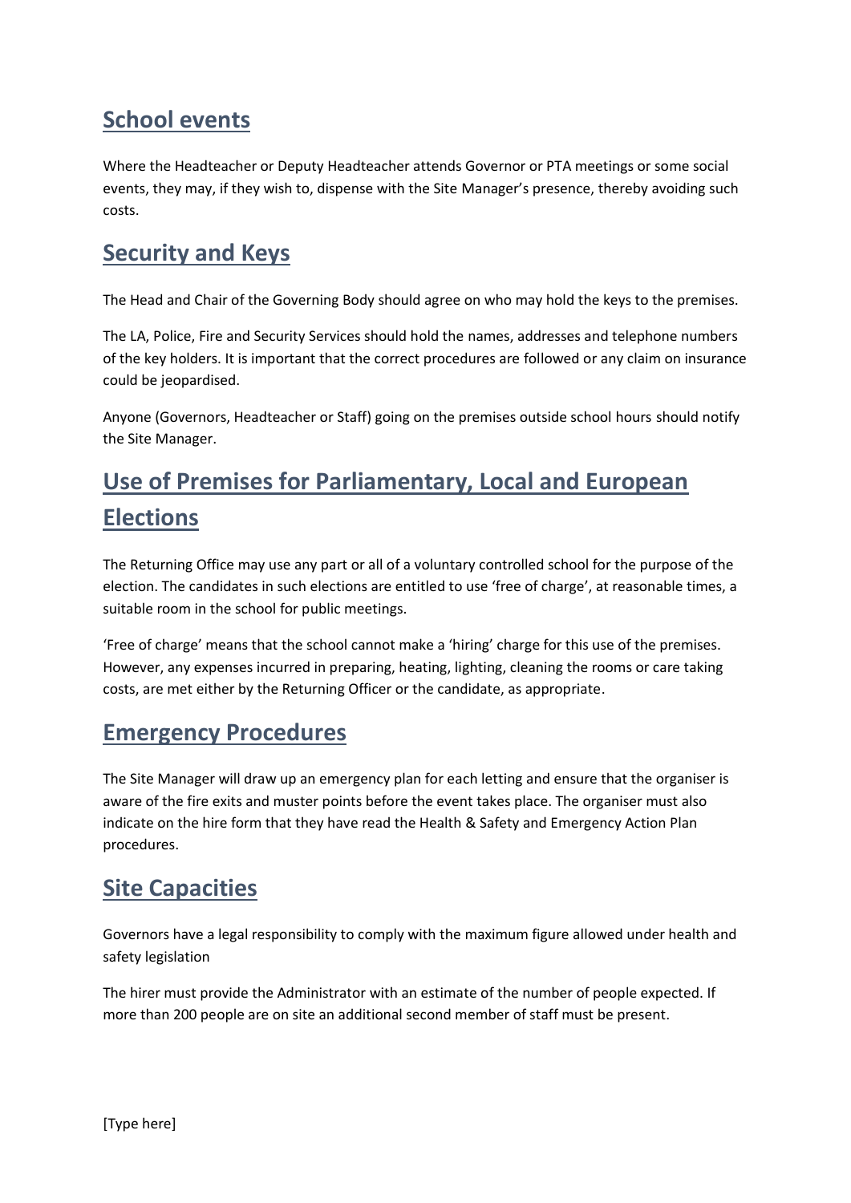## School events

Where the Headteacher or Deputy Headteacher attends Governor or PTA meetings or some social events, they may, if they wish to, dispense with the Site Manager's presence, thereby avoiding such costs.

## Security and Keys

The Head and Chair of the Governing Body should agree on who may hold the keys to the premises.

The LA, Police, Fire and Security Services should hold the names, addresses and telephone numbers of the key holders. It is important that the correct procedures are followed or any claim on insurance could be jeopardised.

Anyone (Governors, Headteacher or Staff) going on the premises outside school hours should notify the Site Manager.

## Use of Premises for Parliamentary, Local and European Elections

The Returning Office may use any part or all of a voluntary controlled school for the purpose of the election. The candidates in such elections are entitled to use 'free of charge', at reasonable times, a suitable room in the school for public meetings.

'Free of charge' means that the school cannot make a 'hiring' charge for this use of the premises. However, any expenses incurred in preparing, heating, lighting, cleaning the rooms or care taking costs, are met either by the Returning Officer or the candidate, as appropriate.

## Emergency Procedures

The Site Manager will draw up an emergency plan for each letting and ensure that the organiser is aware of the fire exits and muster points before the event takes place. The organiser must also indicate on the hire form that they have read the Health & Safety and Emergency Action Plan procedures.

## Site Capacities

Governors have a legal responsibility to comply with the maximum figure allowed under health and safety legislation

The hirer must provide the Administrator with an estimate of the number of people expected. If more than 200 people are on site an additional second member of staff must be present.

[Type here]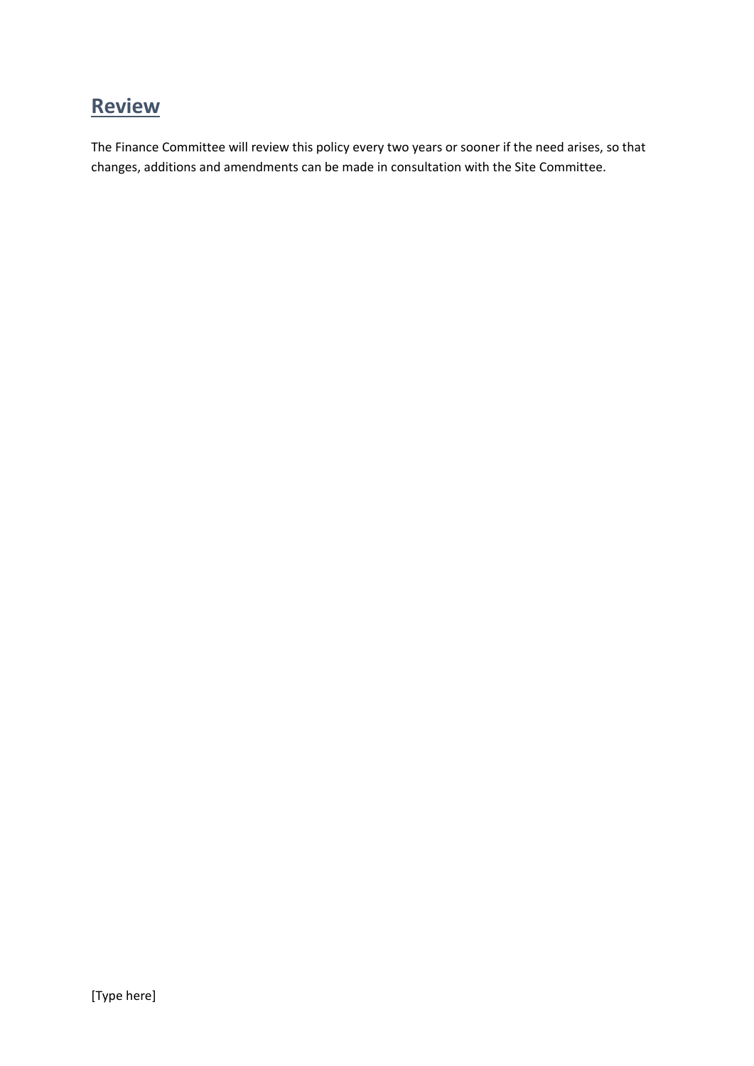## Review

The Finance Committee will review this policy every two years or sooner if the need arises, so that changes, additions and amendments can be made in consultation with the Site Committee.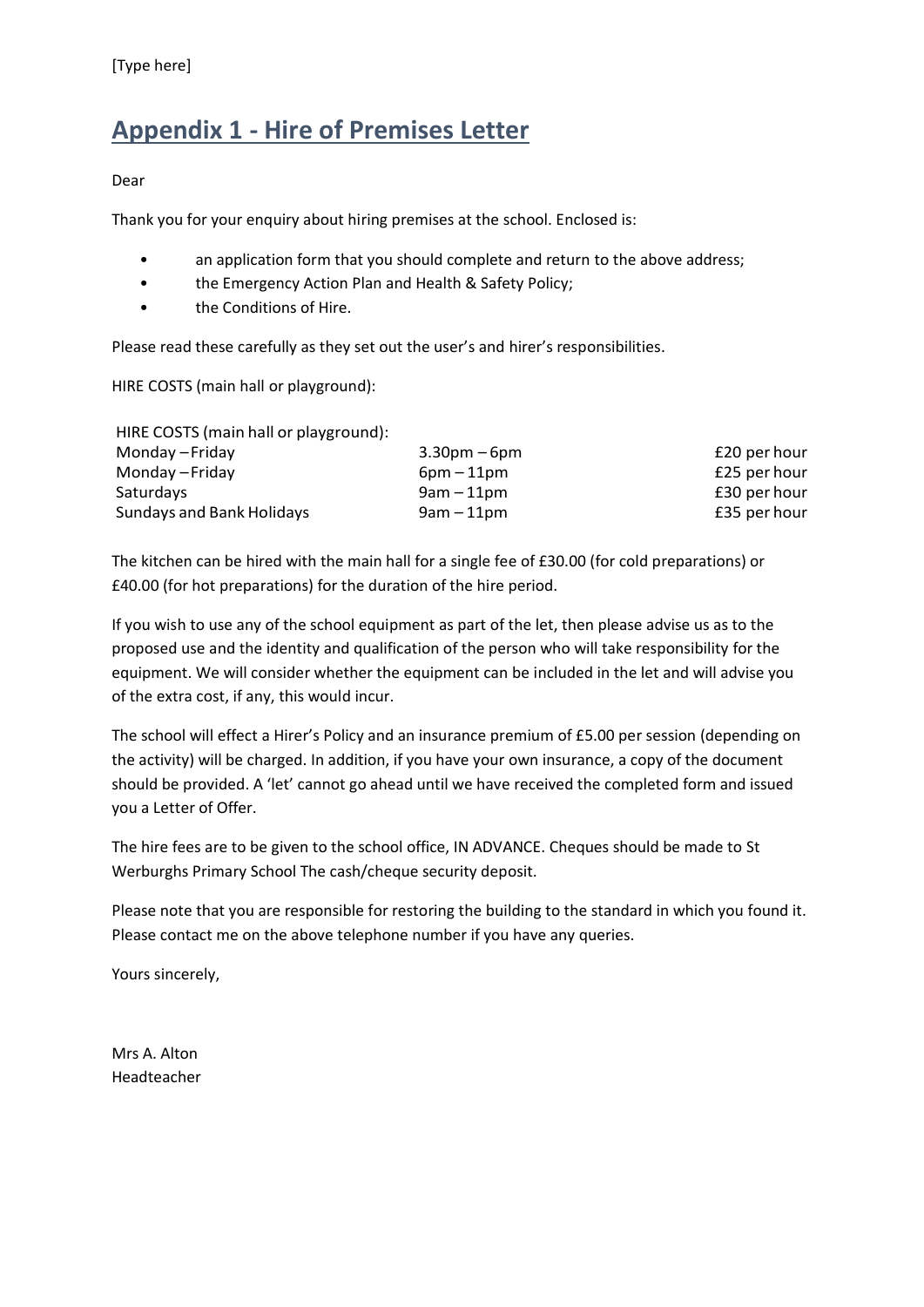[Type here]

## Appendix 1 - Hire of Premises Letter

Dear

Thank you for your enquiry about hiring premises at the school. Enclosed is:

- an application form that you should complete and return to the above address;
- the Emergency Action Plan and Health & Safety Policy;
- the Conditions of Hire.

Please read these carefully as they set out the user's and hirer's responsibilities.

HIRE COSTS (main hall or playground):

| HIRE COSTS (main hall or playground): | | |
|---|---|---|
| Monday – Friday | 3.30pm – 6pm | £20 per hour |
| Monday – Friday | 6pm – 11pm | £25 per hour |
| Saturdays | 9am – 11pm | £30 per hour |
| Sundays and Bank Holidays | 9am – 11pm | £35 per hour |

The kitchen can be hired with the main hall for a single fee of £30.00 (for cold preparations) or £40.00 (for hot preparations) for the duration of the hire period.

If you wish to use any of the school equipment as part of the let, then please advise us as to the proposed use and the identity and qualification of the person who will take responsibility for the equipment. We will consider whether the equipment can be included in the let and will advise you of the extra cost, if any, this would incur.

The school will effect a Hirer's Policy and an insurance premium of £5.00 per session (depending on the activity) will be charged. In addition, if you have your own insurance, a copy of the document should be provided. A 'let' cannot go ahead until we have received the completed form and issued you a Letter of Offer.

The hire fees are to be given to the school office, IN ADVANCE. Cheques should be made to St Werburghs Primary School The cash/cheque security deposit.

Please note that you are responsible for restoring the building to the standard in which you found it. Please contact me on the above telephone number if you have any queries.

Yours sincerely,

Mrs A. Alton
Headteacher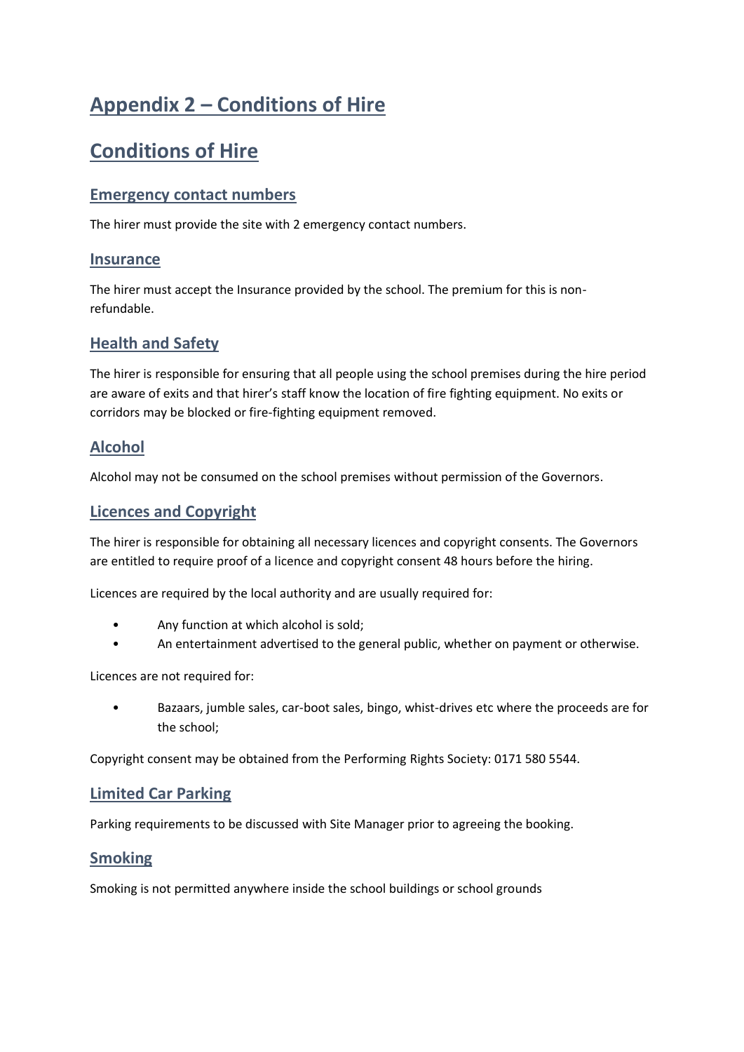# Appendix 2 – Conditions of Hire

# Conditions of Hire

## Emergency contact numbers

The hirer must provide the site with 2 emergency contact numbers.

## Insurance

The hirer must accept the Insurance provided by the school. The premium for this is non-refundable.

## Health and Safety

The hirer is responsible for ensuring that all people using the school premises during the hire period are aware of exits and that hirer's staff know the location of fire fighting equipment. No exits or corridors may be blocked or fire-fighting equipment removed.

## Alcohol

Alcohol may not be consumed on the school premises without permission of the Governors.

## Licences and Copyright

The hirer is responsible for obtaining all necessary licences and copyright consents. The Governors are entitled to require proof of a licence and copyright consent 48 hours before the hiring.

Licences are required by the local authority and are usually required for:

- Any function at which alcohol is sold;
- An entertainment advertised to the general public, whether on payment or otherwise.

Licences are not required for:

- Bazaars, jumble sales, car-boot sales, bingo, whist-drives etc where the proceeds are for the school;

Copyright consent may be obtained from the Performing Rights Society: 0171 580 5544.

## Limited Car Parking

Parking requirements to be discussed with Site Manager prior to agreeing the booking.

## Smoking

Smoking is not permitted anywhere inside the school buildings or school grounds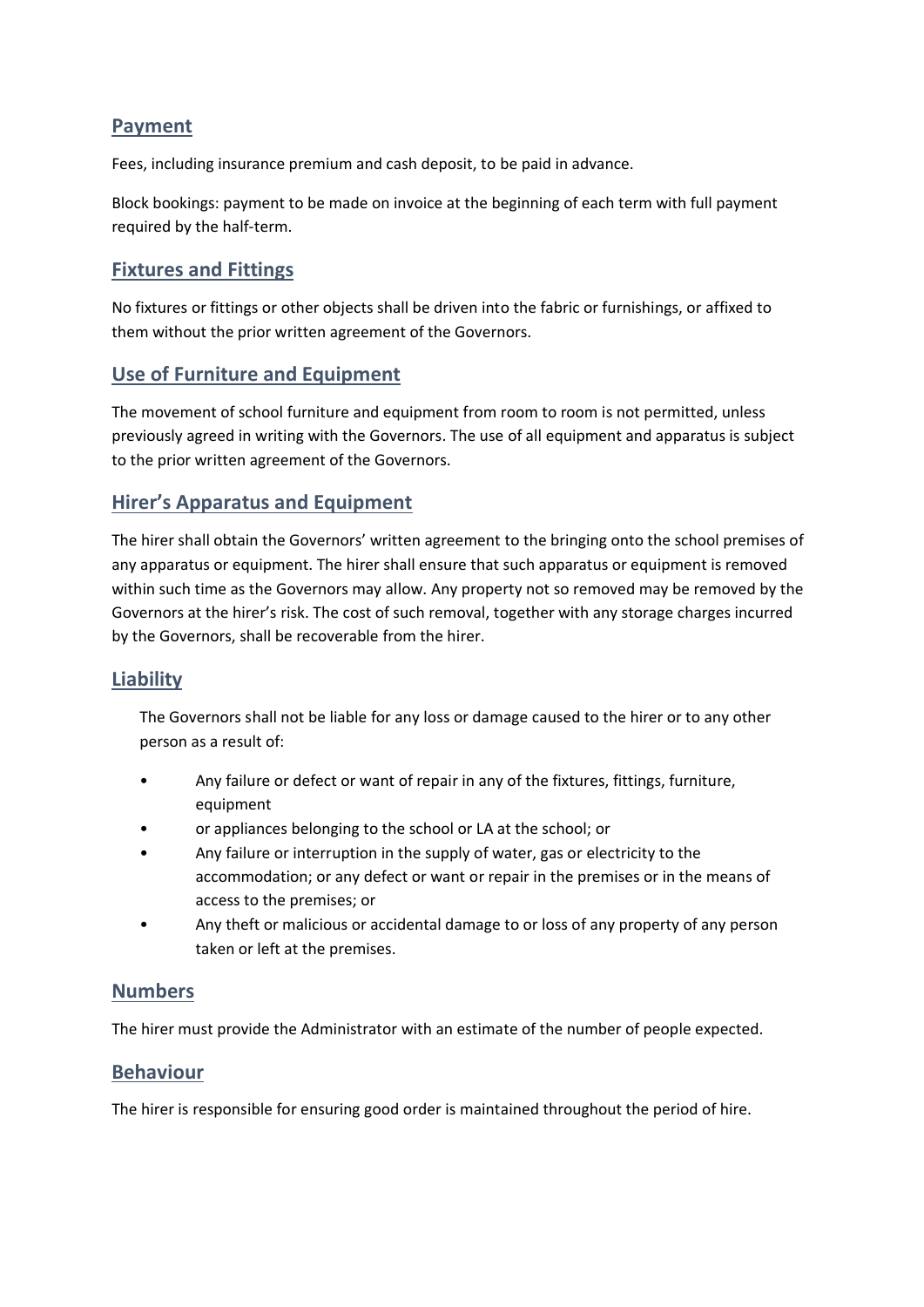## Payment

Fees, including insurance premium and cash deposit, to be paid in advance.

Block bookings: payment to be made on invoice at the beginning of each term with full payment required by the half-term.

## Fixtures and Fittings

No fixtures or fittings or other objects shall be driven into the fabric or furnishings, or affixed to them without the prior written agreement of the Governors.

## Use of Furniture and Equipment

The movement of school furniture and equipment from room to room is not permitted, unless previously agreed in writing with the Governors. The use of all equipment and apparatus is subject to the prior written agreement of the Governors.

## Hirer's Apparatus and Equipment

The hirer shall obtain the Governors' written agreement to the bringing onto the school premises of any apparatus or equipment. The hirer shall ensure that such apparatus or equipment is removed within such time as the Governors may allow. Any property not so removed may be removed by the Governors at the hirer's risk. The cost of such removal, together with any storage charges incurred by the Governors, shall be recoverable from the hirer.

## Liability

The Governors shall not be liable for any loss or damage caused to the hirer or to any other person as a result of:

- Any failure or defect or want of repair in any of the fixtures, fittings, furniture, equipment
- or appliances belonging to the school or LA at the school; or
- Any failure or interruption in the supply of water, gas or electricity to the accommodation; or any defect or want or repair in the premises or in the means of access to the premises; or
- Any theft or malicious or accidental damage to or loss of any property of any person taken or left at the premises.

## Numbers

The hirer must provide the Administrator with an estimate of the number of people expected.

## Behaviour

The hirer is responsible for ensuring good order is maintained throughout the period of hire.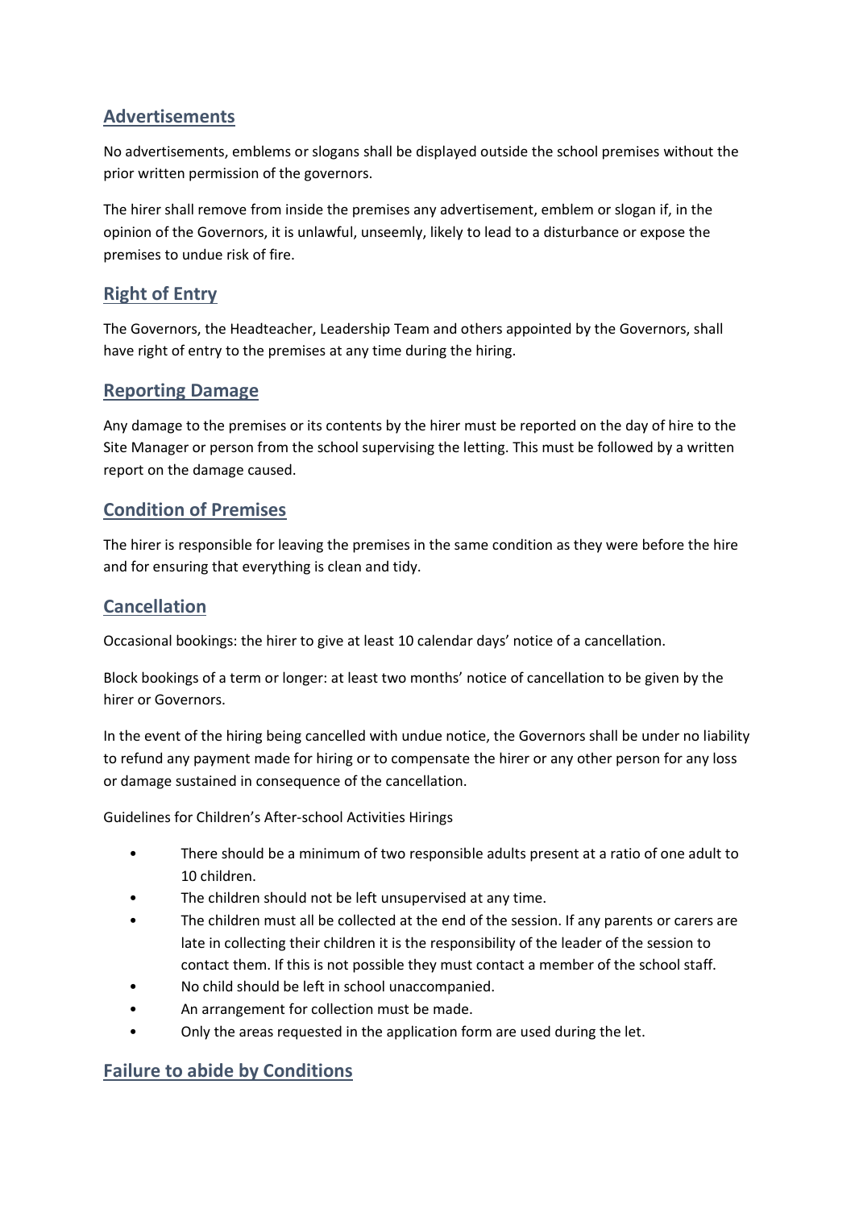## Advertisements

No advertisements, emblems or slogans shall be displayed outside the school premises without the prior written permission of the governors.

The hirer shall remove from inside the premises any advertisement, emblem or slogan if, in the opinion of the Governors, it is unlawful, unseemly, likely to lead to a disturbance or expose the premises to undue risk of fire.

## Right of Entry

The Governors, the Headteacher, Leadership Team and others appointed by the Governors, shall have right of entry to the premises at any time during the hiring.

## Reporting Damage

Any damage to the premises or its contents by the hirer must be reported on the day of hire to the Site Manager or person from the school supervising the letting. This must be followed by a written report on the damage caused.

## Condition of Premises

The hirer is responsible for leaving the premises in the same condition as they were before the hire and for ensuring that everything is clean and tidy.

## Cancellation

Occasional bookings: the hirer to give at least 10 calendar days' notice of a cancellation.

Block bookings of a term or longer: at least two months' notice of cancellation to be given by the hirer or Governors.

In the event of the hiring being cancelled with undue notice, the Governors shall be under no liability to refund any payment made for hiring or to compensate the hirer or any other person for any loss or damage sustained in consequence of the cancellation.

Guidelines for Children's After-school Activities Hirings

- There should be a minimum of two responsible adults present at a ratio of one adult to 10 children.
- The children should not be left unsupervised at any time.
- The children must all be collected at the end of the session. If any parents or carers are late in collecting their children it is the responsibility of the leader of the session to contact them. If this is not possible they must contact a member of the school staff.
- No child should be left in school unaccompanied.
- An arrangement for collection must be made.
- Only the areas requested in the application form are used during the let.

## Failure to abide by Conditions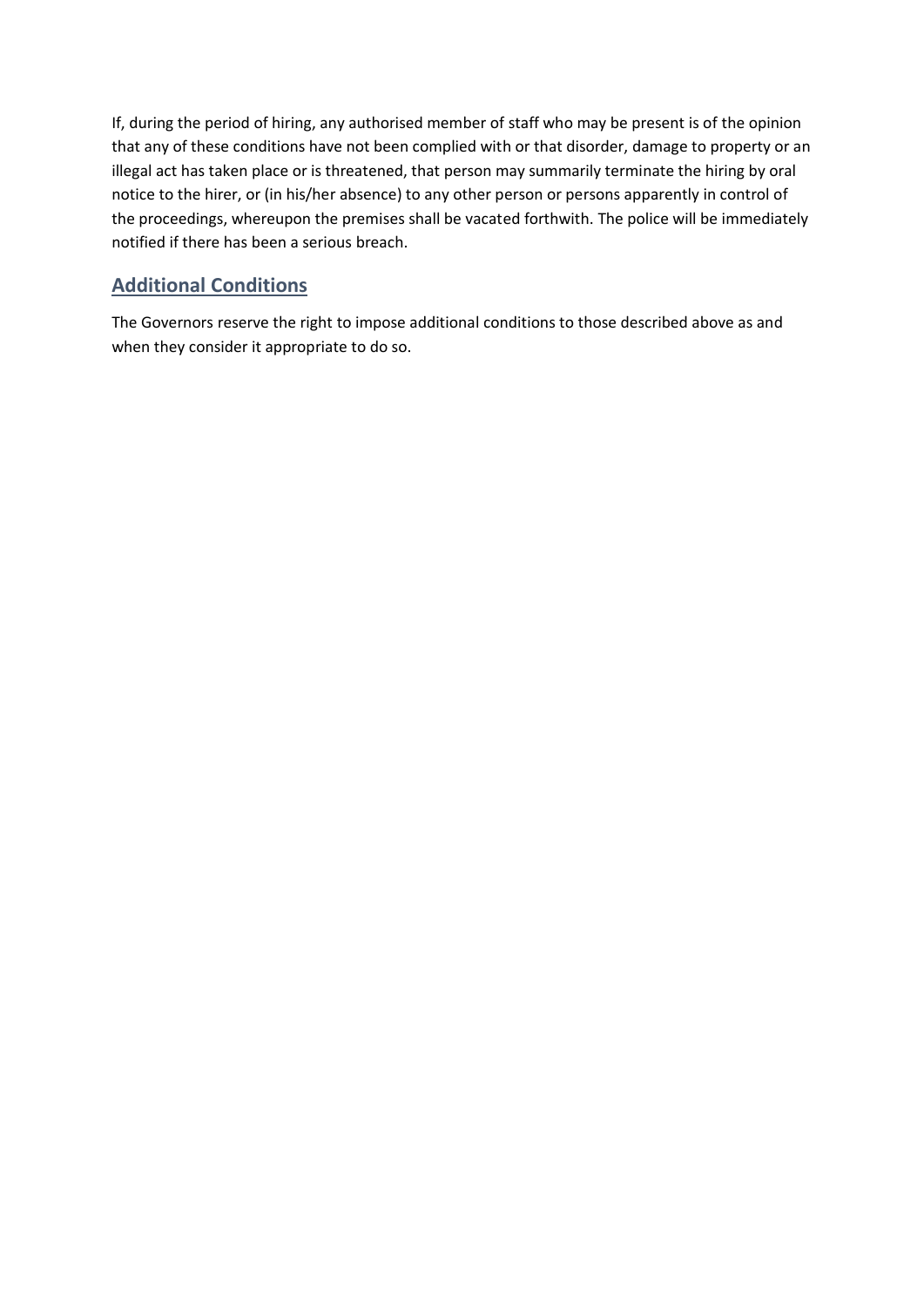If, during the period of hiring, any authorised member of staff who may be present is of the opinion that any of these conditions have not been complied with or that disorder, damage to property or an illegal act has taken place or is threatened, that person may summarily terminate the hiring by oral notice to the hirer, or (in his/her absence) to any other person or persons apparently in control of the proceedings, whereupon the premises shall be vacated forthwith. The police will be immediately notified if there has been a serious breach.

## Additional Conditions

The Governors reserve the right to impose additional conditions to those described above as and when they consider it appropriate to do so.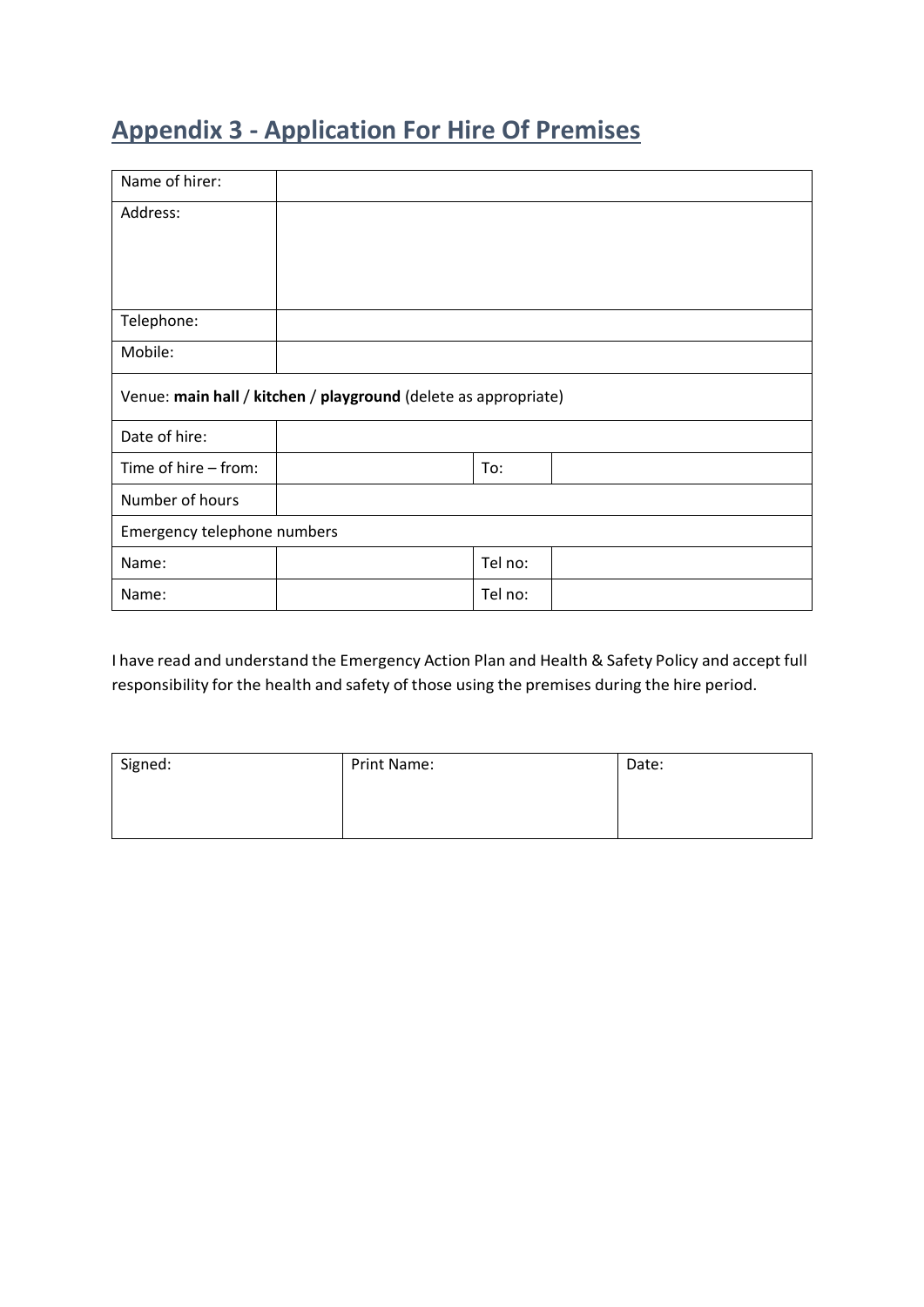## Appendix 3 - Application For Hire Of Premises

| Name of hirer: | | | |
|---|---|---|---|
| Address: | | | |
| Telephone: | | | |
| Mobile: | | | |
| Venue: **main hall** / **kitchen** / **playground** (delete as appropriate) | | | |
| Date of hire: | | | |
| Time of hire – from: | | To: | |
| Number of hours | | | |
| Emergency telephone numbers | | | |
| Name: | | Tel no: | |
| Name: | | Tel no: | |

I have read and understand the Emergency Action Plan and Health & Safety Policy and accept full responsibility for the health and safety of those using the premises during the hire period.

| Signed: | Print Name: | Date: |
|---|---|---|
| | | |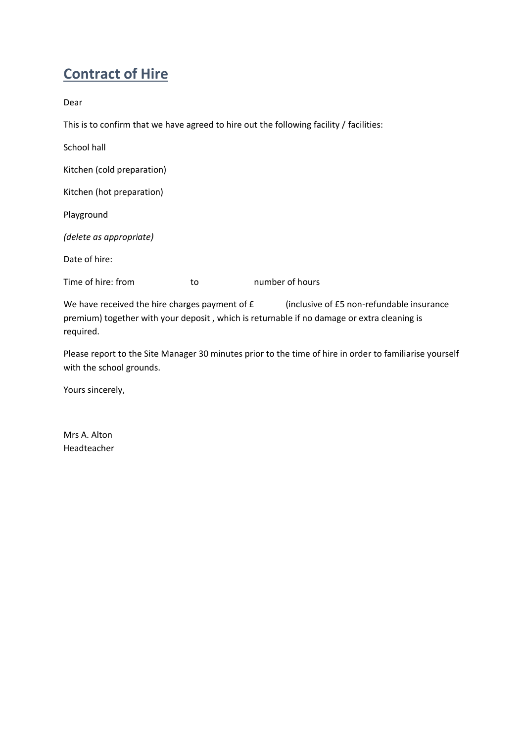## Contract of Hire

Dear

This is to confirm that we have agreed to hire out the following facility / facilities:

School hall

Kitchen (cold preparation)

Kitchen (hot preparation)

Playground

*(delete as appropriate)*

Date of hire:

Time of hire: from          to          number of hours

We have received the hire charges payment of £          (inclusive of £5 non-refundable insurance premium) together with your deposit , which is returnable if no damage or extra cleaning is required.

Please report to the Site Manager 30 minutes prior to the time of hire in order to familiarise yourself with the school grounds.

Yours sincerely,

Mrs A. Alton
Headteacher